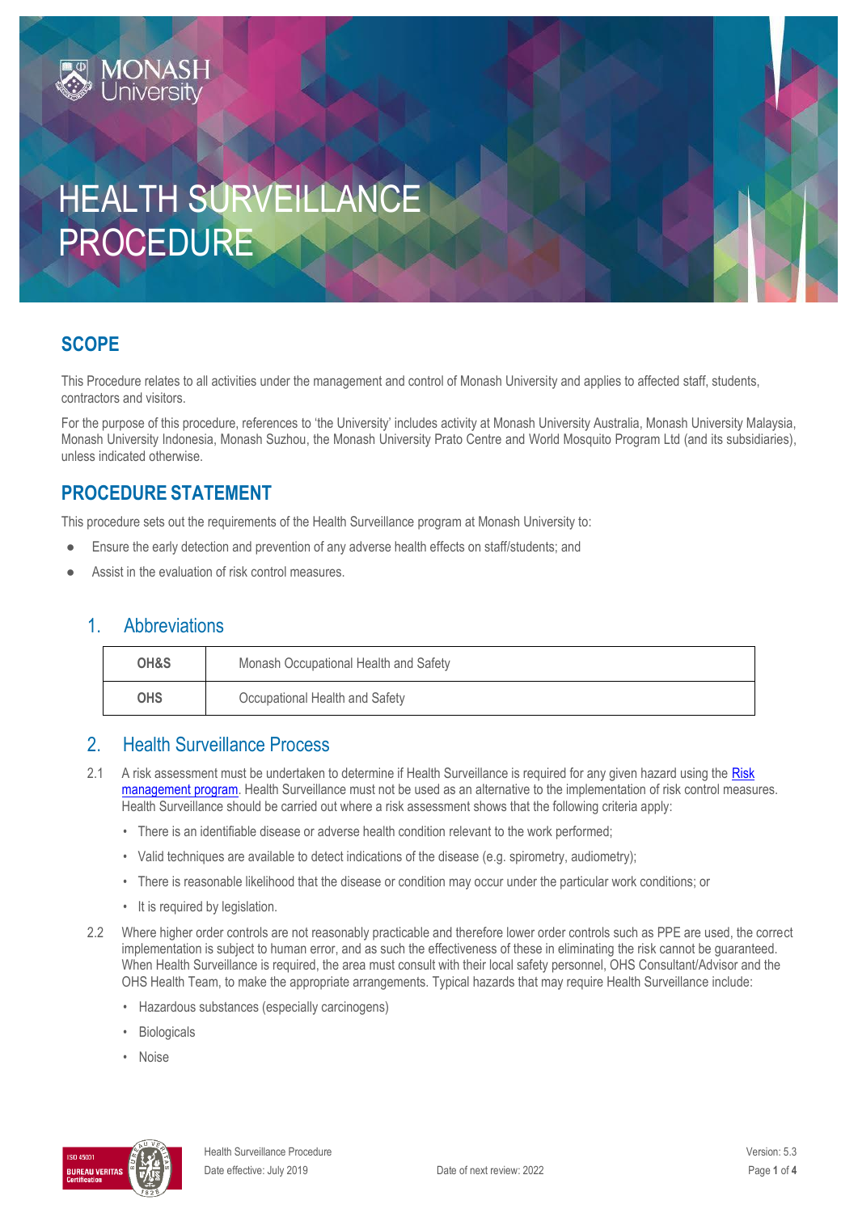# HEALTH SURVEILLANCE PROCEDURE

## SCOPE

This Procedure relates to all activities under the management and control of Monash University and applies to affected staff, students, contractors and visitors.

For the purpose of this procedure, references to 'the University' includes activity at Monash University Australia, Monash University Malaysia, Monash University Indonesia, Monash Suzhou, the Monash University Prato Centre and World Mosquito Program Ltd (and its subsidiaries), unless indicated otherwise.

## PROCEDURE STATEMENT

This procedure sets out the requirements of the Health Surveillance program at Monash University to:

- Ensure the early detection and prevention of any adverse health effects on staff/students; and
- Assist in the evaluation of risk control measures.

### 1. Abbreviations

| | |
|---|---|
| **OH&S** | Monash Occupational Health and Safety |
| **OHS** | Occupational Health and Safety |

### 2. Health Surveillance Process

2.1 A risk assessment must be undertaken to determine if Health Surveillance is required for any given hazard using the Risk management program. Health Surveillance must not be used as an alternative to the implementation of risk control measures. Health Surveillance should be carried out where a risk assessment shows that the following criteria apply:

- There is an identifiable disease or adverse health condition relevant to the work performed;
- Valid techniques are available to detect indications of the disease (e.g. spirometry, audiometry);
- There is reasonable likelihood that the disease or condition may occur under the particular work conditions; or
- It is required by legislation.

2.2 Where higher order controls are not reasonably practicable and therefore lower order controls such as PPE are used, the correct implementation is subject to human error, and as such the effectiveness of these in eliminating the risk cannot be guaranteed. When Health Surveillance is required, the area must consult with their local safety personnel, OHS Consultant/Advisor and the OHS Health Team, to make the appropriate arrangements. Typical hazards that may require Health Surveillance include:

- Hazardous substances (especially carcinogens)
- Biologicals
- Noise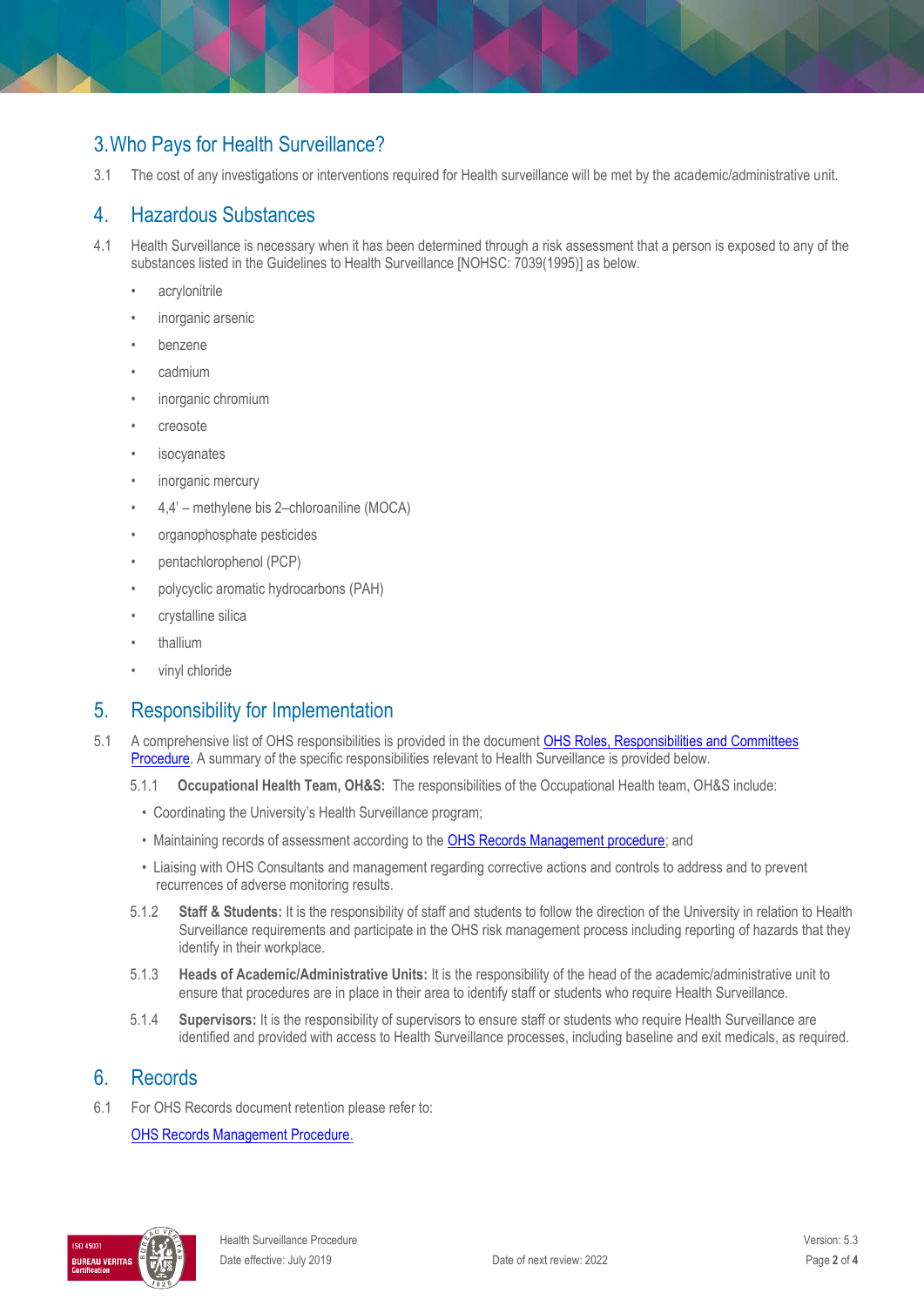## 3. Who Pays for Health Surveillance?

3.1 The cost of any investigations or interventions required for Health surveillance will be met by the academic/administrative unit.

## 4. Hazardous Substances

4.1 Health Surveillance is necessary when it has been determined through a risk assessment that a person is exposed to any of the substances listed in the Guidelines to Health Surveillance [NOHSC: 7039(1995)] as below.

- acrylonitrile
- inorganic arsenic
- benzene
- cadmium
- inorganic chromium
- creosote
- isocyanates
- inorganic mercury
- 4,4' – methylene bis 2–chloroaniline (MOCA)
- organophosphate pesticides
- pentachlorophenol (PCP)
- polycyclic aromatic hydrocarbons (PAH)
- crystalline silica
- thallium
- vinyl chloride

## 5. Responsibility for Implementation

5.1 A comprehensive list of OHS responsibilities is provided in the document [OHS Roles, Responsibilities and Committees Procedure](). A summary of the specific responsibilities relevant to Health Surveillance is provided below.

5.1.1 **Occupational Health Team, OH&S:** The responsibilities of the Occupational Health team, OH&S include:

- Coordinating the University's Health Surveillance program;
- Maintaining records of assessment according to the [OHS Records Management procedure](); and
- Liaising with OHS Consultants and management regarding corrective actions and controls to address and to prevent recurrences of adverse monitoring results.

5.1.2 **Staff & Students:** It is the responsibility of staff and students to follow the direction of the University in relation to Health Surveillance requirements and participate in the OHS risk management process including reporting of hazards that they identify in their workplace.

5.1.3 **Heads of Academic/Administrative Units:** It is the responsibility of the head of the academic/administrative unit to ensure that procedures are in place in their area to identify staff or students who require Health Surveillance.

5.1.4 **Supervisors:** It is the responsibility of supervisors to ensure staff or students who require Health Surveillance are identified and provided with access to Health Surveillance processes, including baseline and exit medicals, as required.

## 6. Records

6.1 For OHS Records document retention please refer to:

[OHS Records Management Procedure]().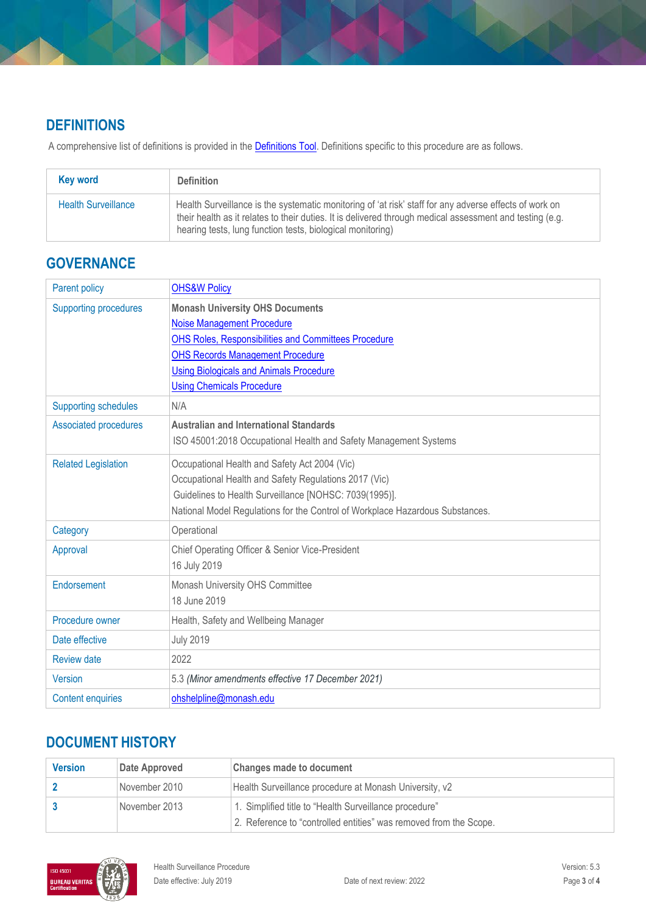## DEFINITIONS

A comprehensive list of definitions is provided in the Definitions Tool. Definitions specific to this procedure are as follows.

| Key word | Definition |
|---|---|
| Health Surveillance | Health Surveillance is the systematic monitoring of 'at risk' staff for any adverse effects of work on their health as it relates to their duties. It is delivered through medical assessment and testing (e.g. hearing tests, lung function tests, biological monitoring) |

## GOVERNANCE

| | |
|---|---|
| Parent policy | OHS&W Policy |
| Supporting procedures | **Monash University OHS Documents**<br>Noise Management Procedure<br>OHS Roles, Responsibilities and Committees Procedure<br>OHS Records Management Procedure<br>Using Biologicals and Animals Procedure<br>Using Chemicals Procedure |
| Supporting schedules | N/A |
| Associated procedures | **Australian and International Standards**<br>ISO 45001:2018 Occupational Health and Safety Management Systems |
| Related Legislation | Occupational Health and Safety Act 2004 (Vic)<br>Occupational Health and Safety Regulations 2017 (Vic)<br>Guidelines to Health Surveillance [NOHSC: 7039(1995)].<br>National Model Regulations for the Control of Workplace Hazardous Substances. |
| Category | Operational |
| Approval | Chief Operating Officer & Senior Vice-President<br>16 July 2019 |
| Endorsement | Monash University OHS Committee<br>18 June 2019 |
| Procedure owner | Health, Safety and Wellbeing Manager |
| Date effective | July 2019 |
| Review date | 2022 |
| Version | 5.3 *(Minor amendments effective 17 December 2021)* |
| Content enquiries | ohshelpline@monash.edu |

## DOCUMENT HISTORY

| Version | Date Approved | Changes made to document |
|---|---|---|
| **2** | November 2010 | Health Surveillance procedure at Monash University, v2 |
| **3** | November 2013 | 1. Simplified title to "Health Surveillance procedure"<br>2. Reference to "controlled entities" was removed from the Scope. |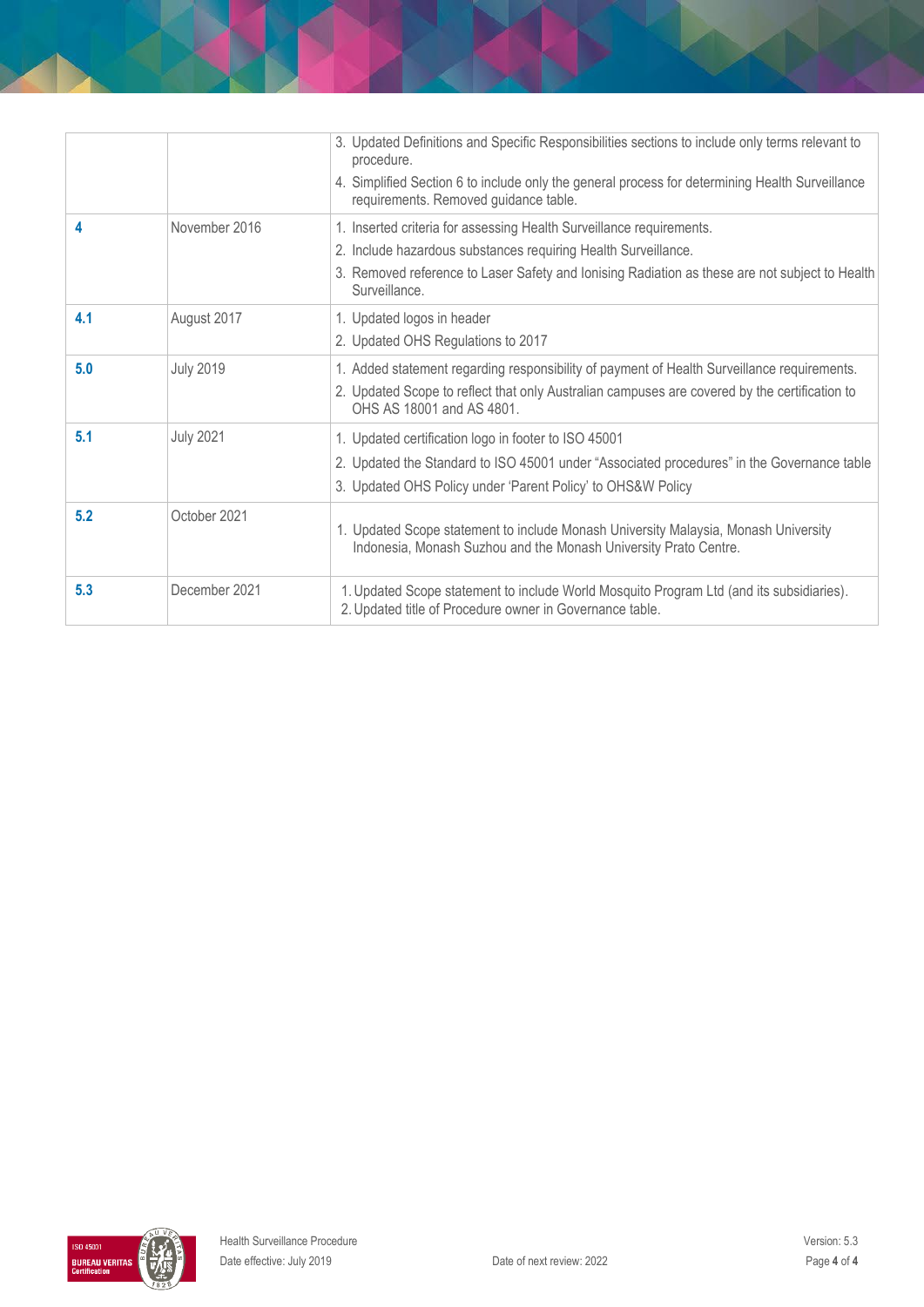| | | |
|---|---|---|
| | | 3. Updated Definitions and Specific Responsibilities sections to include only terms relevant to procedure.<br>4. Simplified Section 6 to include only the general process for determining Health Surveillance requirements. Removed guidance table. |
| **4** | November 2016 | 1. Inserted criteria for assessing Health Surveillance requirements.<br>2. Include hazardous substances requiring Health Surveillance.<br>3. Removed reference to Laser Safety and Ionising Radiation as these are not subject to Health Surveillance. |
| **4.1** | August 2017 | 1. Updated logos in header<br>2. Updated OHS Regulations to 2017 |
| **5.0** | July 2019 | 1. Added statement regarding responsibility of payment of Health Surveillance requirements.<br>2. Updated Scope to reflect that only Australian campuses are covered by the certification to OHS AS 18001 and AS 4801. |
| **5.1** | July 2021 | 1. Updated certification logo in footer to ISO 45001<br>2. Updated the Standard to ISO 45001 under "Associated procedures" in the Governance table<br>3. Updated OHS Policy under 'Parent Policy' to OHS&W Policy |
| **5.2** | October 2021 | 1. Updated Scope statement to include Monash University Malaysia, Monash University Indonesia, Monash Suzhou and the Monash University Prato Centre. |
| **5.3** | December 2021 | 1. Updated Scope statement to include World Mosquito Program Ltd (and its subsidiaries).<br>2. Updated title of Procedure owner in Governance table. |